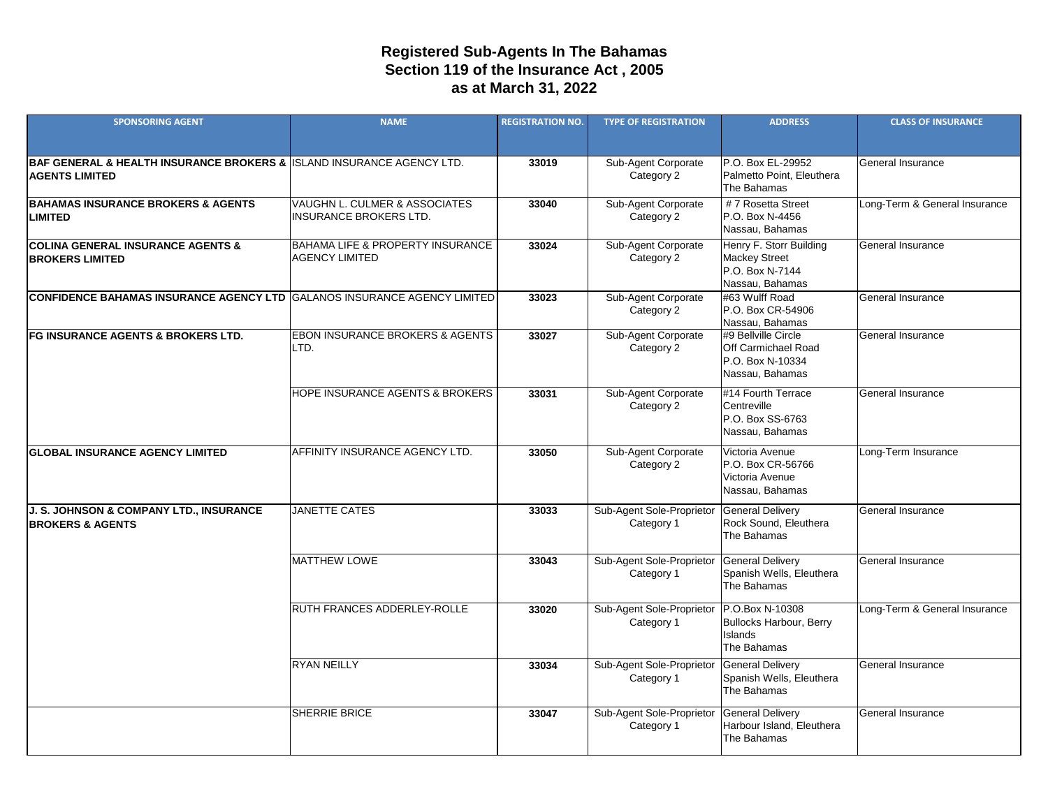# Registered Sub-Agents In The Bahamas
## Section 119 of the Insurance Act , 2005
## as at March 31, 2022

| SPONSORING AGENT | NAME | REGISTRATION NO. | TYPE OF REGISTRATION | ADDRESS | CLASS OF INSURANCE |
|---|---|---|---|---|---|
| **BAF GENERAL & HEALTH INSURANCE BROKERS & AGENTS LIMITED** | ISLAND INSURANCE AGENCY LTD. | **33019** | Sub-Agent Corporate Category 2 | P.O. Box EL-29952 Palmetto Point, Eleuthera The Bahamas | General Insurance |
| **BAHAMAS INSURANCE BROKERS & AGENTS LIMITED** | VAUGHN L. CULMER & ASSOCIATES INSURANCE BROKERS LTD. | **33040** | Sub-Agent Corporate Category 2 | # 7 Rosetta Street P.O. Box N-4456 Nassau, Bahamas | Long-Term & General Insurance |
| **COLINA GENERAL INSURANCE AGENTS & BROKERS LIMITED** | BAHAMA LIFE & PROPERTY INSURANCE AGENCY LIMITED | **33024** | Sub-Agent Corporate Category 2 | Henry F. Storr Building Mackey Street P.O. Box N-7144 Nassau, Bahamas | General Insurance |
| **CONFIDENCE BAHAMAS INSURANCE AGENCY LTD** | GALANOS INSURANCE AGENCY LIMITED | **33023** | Sub-Agent Corporate Category 2 | #63 Wulff Road P.O. Box CR-54906 Nassau, Bahamas | General Insurance |
| **FG INSURANCE AGENTS & BROKERS LTD.** | EBON INSURANCE BROKERS & AGENTS LTD. | **33027** | Sub-Agent Corporate Category 2 | #9 Bellville Circle Off Carmichael Road P.O. Box N-10334 Nassau, Bahamas | General Insurance |
| | HOPE INSURANCE AGENTS & BROKERS | **33031** | Sub-Agent Corporate Category 2 | #14 Fourth Terrace Centreville P.O. Box SS-6763 Nassau, Bahamas | General Insurance |
| **GLOBAL INSURANCE AGENCY LIMITED** | AFFINITY INSURANCE AGENCY LTD. | **33050** | Sub-Agent Corporate Category 2 | Victoria Avenue P.O. Box CR-56766 Victoria Avenue Nassau, Bahamas | Long-Term Insurance |
| **J. S. JOHNSON & COMPANY LTD., INSURANCE BROKERS & AGENTS** | JANETTE CATES | **33033** | Sub-Agent Sole-Proprietor Category 1 | General Delivery Rock Sound, Eleuthera The Bahamas | General Insurance |
| | MATTHEW LOWE | **33043** | Sub-Agent Sole-Proprietor Category 1 | General Delivery Spanish Wells, Eleuthera The Bahamas | General Insurance |
| | RUTH FRANCES ADDERLEY-ROLLE | **33020** | Sub-Agent Sole-Proprietor Category 1 | P.O.Box N-10308 Bullocks Harbour, Berry Islands The Bahamas | Long-Term & General Insurance |
| | RYAN NEILLY | **33034** | Sub-Agent Sole-Proprietor Category 1 | General Delivery Spanish Wells, Eleuthera The Bahamas | General Insurance |
| | SHERRIE BRICE | **33047** | Sub-Agent Sole-Proprietor Category 1 | General Delivery Harbour Island, Eleuthera The Bahamas | General Insurance |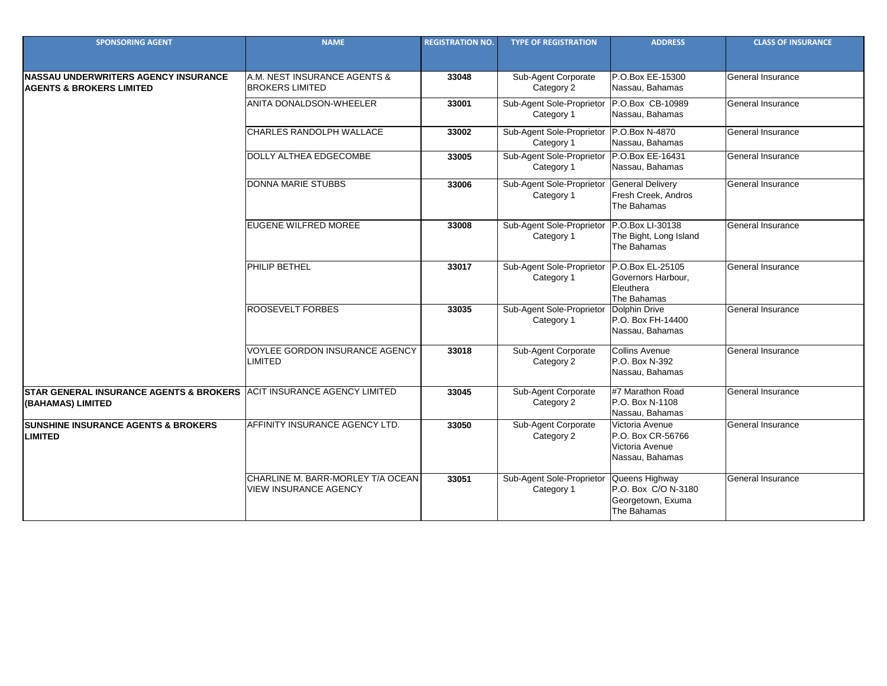| SPONSORING AGENT | NAME | REGISTRATION NO. | TYPE OF REGISTRATION | ADDRESS | CLASS OF INSURANCE |
|---|---|---|---|---|---|
| **NASSAU UNDERWRITERS AGENCY INSURANCE AGENTS & BROKERS LIMITED** | A.M. NEST INSURANCE AGENTS & BROKERS LIMITED | **33048** | Sub-Agent Corporate Category 2 | P.O.Box EE-15300 Nassau, Bahamas | General Insurance |
| | ANITA DONALDSON-WHEELER | **33001** | Sub-Agent Sole-Proprietor Category 1 | P.O.Box CB-10989 Nassau, Bahamas | General Insurance |
| | CHARLES RANDOLPH WALLACE | **33002** | Sub-Agent Sole-Proprietor Category 1 | P.O.Box N-4870 Nassau, Bahamas | General Insurance |
| | DOLLY ALTHEA EDGECOMBE | **33005** | Sub-Agent Sole-Proprietor Category 1 | P.O.Box EE-16431 Nassau, Bahamas | General Insurance |
| | DONNA MARIE STUBBS | **33006** | Sub-Agent Sole-Proprietor Category 1 | General Delivery Fresh Creek, Andros The Bahamas | General Insurance |
| | EUGENE WILFRED MOREE | **33008** | Sub-Agent Sole-Proprietor Category 1 | P.O.Box LI-30138 The Bight, Long Island The Bahamas | General Insurance |
| | PHILIP BETHEL | **33017** | Sub-Agent Sole-Proprietor Category 1 | P.O.Box EL-25105 Governors Harbour, Eleuthera The Bahamas | General Insurance |
| | ROOSEVELT FORBES | **33035** | Sub-Agent Sole-Proprietor Category 1 | Dolphin Drive P.O. Box FH-14400 Nassau, Bahamas | General Insurance |
| | VOYLEE GORDON INSURANCE AGENCY LIMITED | **33018** | Sub-Agent Corporate Category 2 | Collins Avenue P.O. Box N-392 Nassau, Bahamas | General Insurance |
| **STAR GENERAL INSURANCE AGENTS & BROKERS (BAHAMAS) LIMITED** | ACIT INSURANCE AGENCY LIMITED | **33045** | Sub-Agent Corporate Category 2 | #7 Marathon Road P.O. Box N-1108 Nassau, Bahamas | General Insurance |
| **SUNSHINE INSURANCE AGENTS & BROKERS LIMITED** | AFFINITY INSURANCE AGENCY LTD. | **33050** | Sub-Agent Corporate Category 2 | Victoria Avenue P.O. Box CR-56766 Victoria Avenue Nassau, Bahamas | General Insurance |
| | CHARLINE M. BARR-MORLEY T/A OCEAN VIEW INSURANCE AGENCY | **33051** | Sub-Agent Sole-Proprietor Category 1 | Queens Highway P.O. Box C/O N-3180 Georgetown, Exuma The Bahamas | General Insurance |